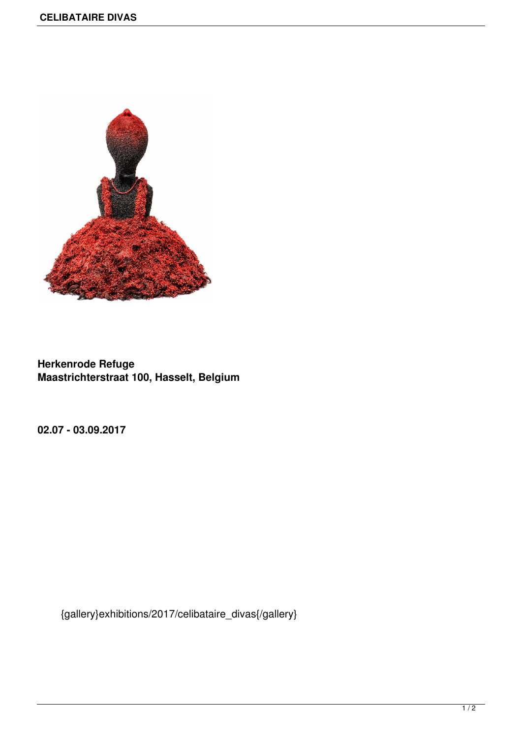**Herkenrode Refuge**
**Maastrichterstraat 100, Hasselt, Belgium**

**02.07 - 03.09.2017**

{gallery}exhibitions/2017/celibataire_divas{/gallery}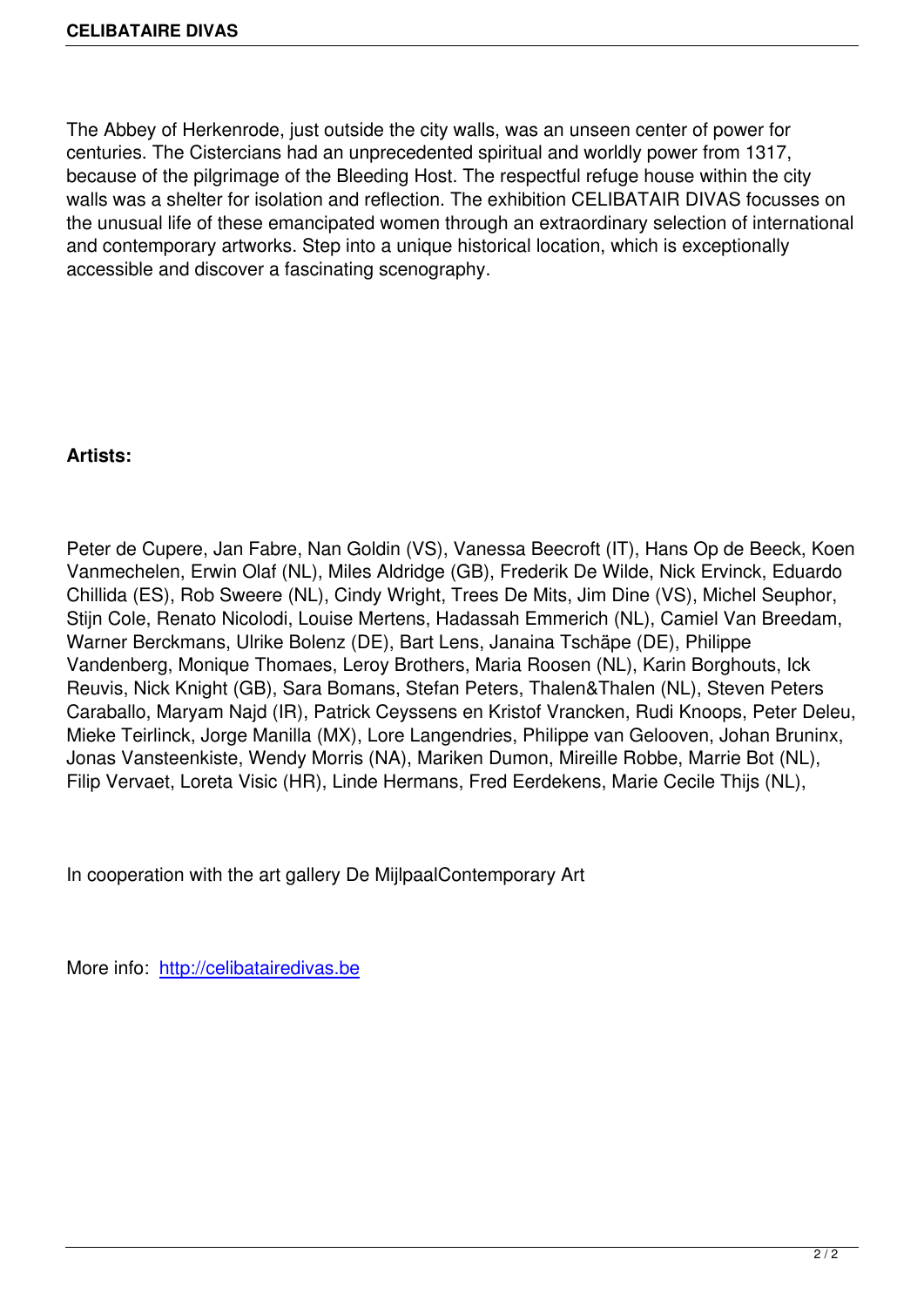The Abbey of Herkenrode, just outside the city walls, was an unseen center of power for centuries. The Cistercians had an unprecedented spiritual and worldly power from 1317, because of the pilgrimage of the Bleeding Host. The respectful refuge house within the city walls was a shelter for isolation and reflection. The exhibition CELIBATAIR DIVAS focusses on the unusual life of these emancipated women through an extraordinary selection of international and contemporary artworks. Step into a unique historical location, which is exceptionally accessible and discover a fascinating scenography.

**Artists:**

Peter de Cupere, Jan Fabre, Nan Goldin (VS), Vanessa Beecroft (IT), Hans Op de Beeck, Koen Vanmechelen, Erwin Olaf (NL), Miles Aldridge (GB), Frederik De Wilde, Nick Ervinck, Eduardo Chillida (ES), Rob Sweere (NL), Cindy Wright, Trees De Mits, Jim Dine (VS), Michel Seuphor, Stijn Cole, Renato Nicolodi, Louise Mertens, Hadassah Emmerich (NL), Camiel Van Breedam, Warner Berckmans, Ulrike Bolenz (DE), Bart Lens, Janaina Tschäpe (DE), Philippe Vandenberg, Monique Thomaes, Leroy Brothers, Maria Roosen (NL), Karin Borghouts, Ick Reuvis, Nick Knight (GB), Sara Bomans, Stefan Peters, Thalen&Thalen (NL), Steven Peters Caraballo, Maryam Najd (IR), Patrick Ceyssens en Kristof Vrancken, Rudi Knoops, Peter Deleu, Mieke Teirlinck, Jorge Manilla (MX), Lore Langendries, Philippe van Gelooven, Johan Bruninx, Jonas Vansteenkiste, Wendy Morris (NA), Mariken Dumon, Mireille Robbe, Marrie Bot (NL), Filip Vervaet, Loreta Visic (HR), Linde Hermans, Fred Eerdekens, Marie Cecile Thijs (NL),

In cooperation with the art gallery De MijlpaalContemporary Art

More info: [http://celibatairedivas.be](http://celibatairedivas.be)